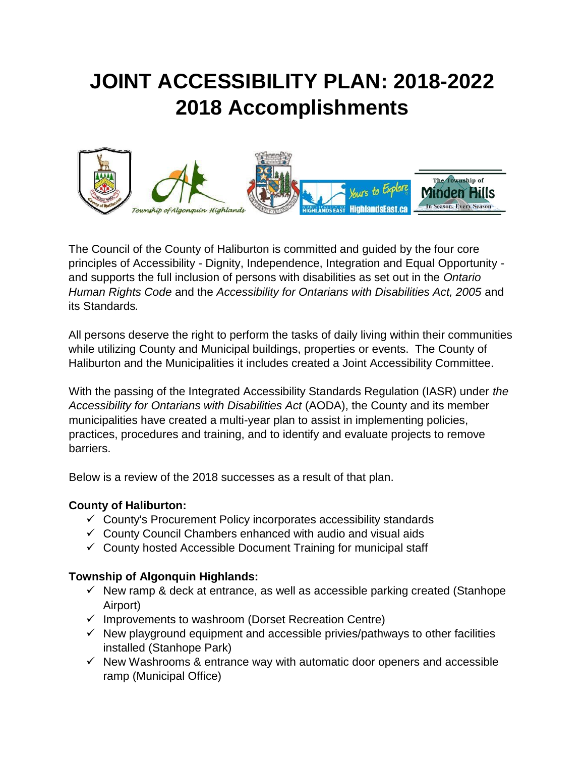# JOINT ACCESSIBILITY PLAN: 2018-2022
# 2018 Accomplishments

The Council of the County of Haliburton is committed and guided by the four core principles of Accessibility - Dignity, Independence, Integration and Equal Opportunity - and supports the full inclusion of persons with disabilities as set out in the *Ontario Human Rights Code* and the *Accessibility for Ontarians with Disabilities Act, 2005* and its Standards*.*

All persons deserve the right to perform the tasks of daily living within their communities while utilizing County and Municipal buildings, properties or events. The County of Haliburton and the Municipalities it includes created a Joint Accessibility Committee.

With the passing of the Integrated Accessibility Standards Regulation (IASR) under *the Accessibility for Ontarians with Disabilities Act* (AODA), the County and its member municipalities have created a multi-year plan to assist in implementing policies, practices, procedures and training, and to identify and evaluate projects to remove barriers.

Below is a review of the 2018 successes as a result of that plan.

**County of Haliburton:**

- ✓ County's Procurement Policy incorporates accessibility standards
- ✓ County Council Chambers enhanced with audio and visual aids
- ✓ County hosted Accessible Document Training for municipal staff

**Township of Algonquin Highlands:**

- ✓ New ramp & deck at entrance, as well as accessible parking created (Stanhope Airport)
- ✓ Improvements to washroom (Dorset Recreation Centre)
- ✓ New playground equipment and accessible privies/pathways to other facilities installed (Stanhope Park)
- ✓ New Washrooms & entrance way with automatic door openers and accessible ramp (Municipal Office)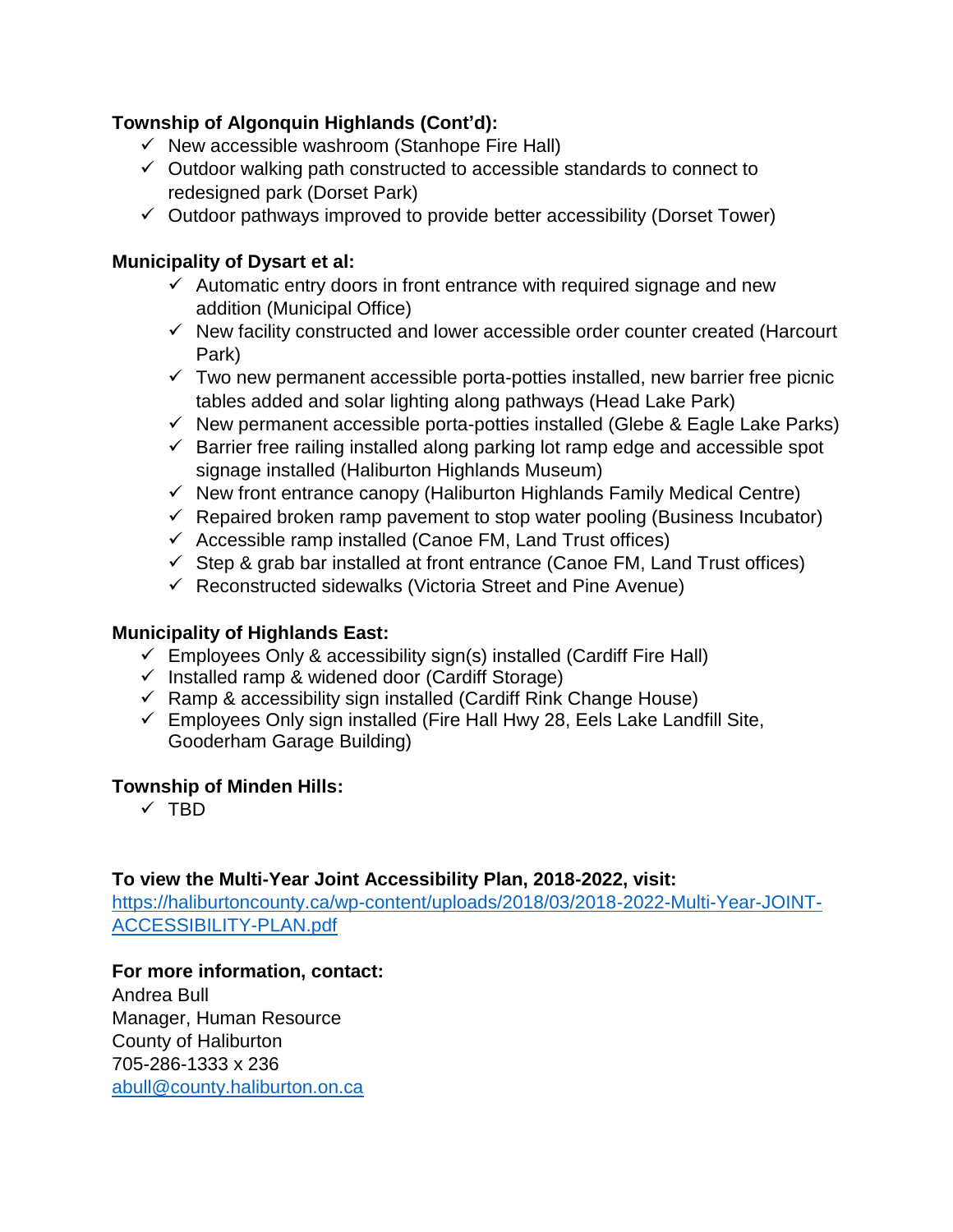**Township of Algonquin Highlands (Cont'd):**

- ✓ New accessible washroom (Stanhope Fire Hall)
- ✓ Outdoor walking path constructed to accessible standards to connect to redesigned park (Dorset Park)
- ✓ Outdoor pathways improved to provide better accessibility (Dorset Tower)

**Municipality of Dysart et al:**

- ✓ Automatic entry doors in front entrance with required signage and new addition (Municipal Office)
- ✓ New facility constructed and lower accessible order counter created (Harcourt Park)
- ✓ Two new permanent accessible porta-potties installed, new barrier free picnic tables added and solar lighting along pathways (Head Lake Park)
- ✓ New permanent accessible porta-potties installed (Glebe & Eagle Lake Parks)
- ✓ Barrier free railing installed along parking lot ramp edge and accessible spot signage installed (Haliburton Highlands Museum)
- ✓ New front entrance canopy (Haliburton Highlands Family Medical Centre)
- ✓ Repaired broken ramp pavement to stop water pooling (Business Incubator)
- ✓ Accessible ramp installed (Canoe FM, Land Trust offices)
- ✓ Step & grab bar installed at front entrance (Canoe FM, Land Trust offices)
- ✓ Reconstructed sidewalks (Victoria Street and Pine Avenue)

**Municipality of Highlands East:**

- ✓ Employees Only & accessibility sign(s) installed (Cardiff Fire Hall)
- ✓ Installed ramp & widened door (Cardiff Storage)
- ✓ Ramp & accessibility sign installed (Cardiff Rink Change House)
- ✓ Employees Only sign installed (Fire Hall Hwy 28, Eels Lake Landfill Site, Gooderham Garage Building)

**Township of Minden Hills:**

- ✓ TBD

**To view the Multi-Year Joint Accessibility Plan, 2018-2022, visit:**
https://haliburtoncounty.ca/wp-content/uploads/2018/03/2018-2022-Multi-Year-JOINT-ACCESSIBILITY-PLAN.pdf

**For more information, contact:**
Andrea Bull
Manager, Human Resource
County of Haliburton
705-286-1333 x 236
abull@county.haliburton.on.ca